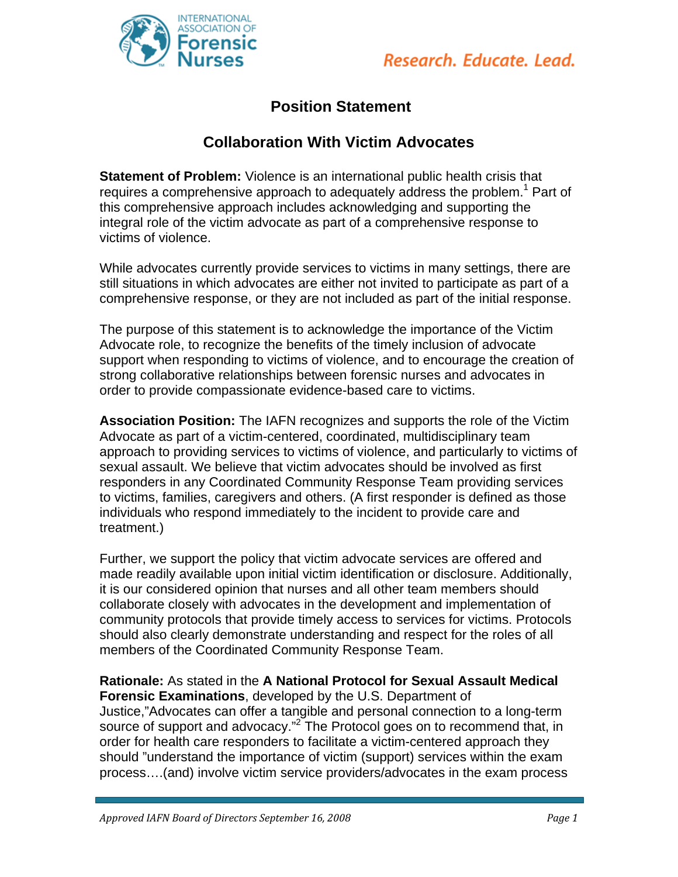# Position Statement

## Collaboration With Victim Advocates

**Statement of Problem:** Violence is an international public health crisis that requires a comprehensive approach to adequately address the problem.[1] Part of this comprehensive approach includes acknowledging and supporting the integral role of the victim advocate as part of a comprehensive response to victims of violence.

While advocates currently provide services to victims in many settings, there are still situations in which advocates are either not invited to participate as part of a comprehensive response, or they are not included as part of the initial response.

The purpose of this statement is to acknowledge the importance of the Victim Advocate role, to recognize the benefits of the timely inclusion of advocate support when responding to victims of violence, and to encourage the creation of strong collaborative relationships between forensic nurses and advocates in order to provide compassionate evidence-based care to victims.

**Association Position:** The IAFN recognizes and supports the role of the Victim Advocate as part of a victim-centered, coordinated, multidisciplinary team approach to providing services to victims of violence, and particularly to victims of sexual assault. We believe that victim advocates should be involved as first responders in any Coordinated Community Response Team providing services to victims, families, caregivers and others. (A first responder is defined as those individuals who respond immediately to the incident to provide care and treatment.)

Further, we support the policy that victim advocate services are offered and made readily available upon initial victim identification or disclosure. Additionally, it is our considered opinion that nurses and all other team members should collaborate closely with advocates in the development and implementation of community protocols that provide timely access to services for victims. Protocols should also clearly demonstrate understanding and respect for the roles of all members of the Coordinated Community Response Team.

**Rationale:** As stated in the **A National Protocol for Sexual Assault Medical Forensic Examinations**, developed by the U.S. Department of Justice,"Advocates can offer a tangible and personal connection to a long-term source of support and advocacy."[2] The Protocol goes on to recommend that, in order for health care responders to facilitate a victim-centered approach they should "understand the importance of victim (support) services within the exam process….(and) involve victim service providers/advocates in the exam process

*Approved IAFN Board of Directors September 16, 2008*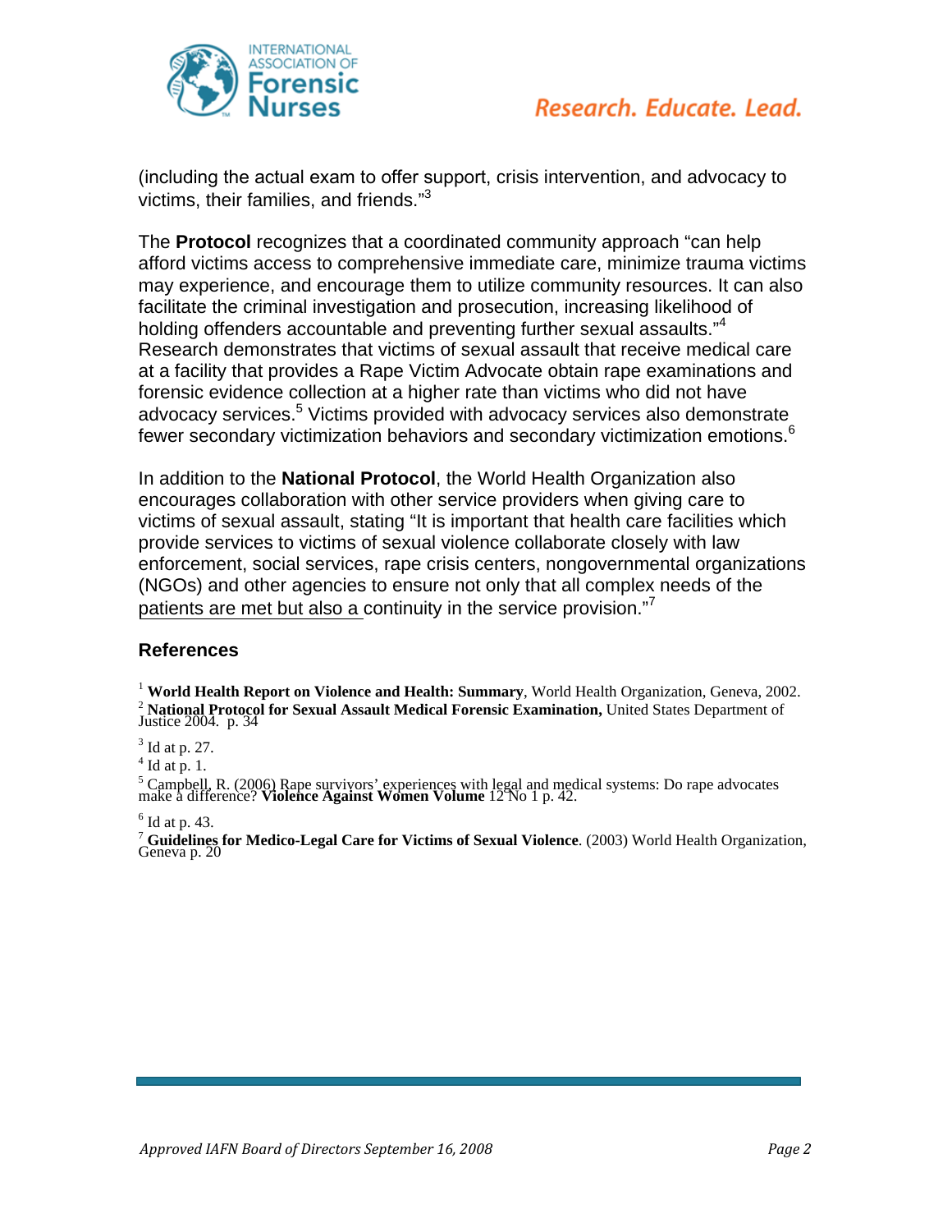(including the actual exam to offer support, crisis intervention, and advocacy to victims, their families, and friends."[3]

The **Protocol** recognizes that a coordinated community approach "can help afford victims access to comprehensive immediate care, minimize trauma victims may experience, and encourage them to utilize community resources. It can also facilitate the criminal investigation and prosecution, increasing likelihood of holding offenders accountable and preventing further sexual assaults."[4] Research demonstrates that victims of sexual assault that receive medical care at a facility that provides a Rape Victim Advocate obtain rape examinations and forensic evidence collection at a higher rate than victims who did not have advocacy services.[5] Victims provided with advocacy services also demonstrate fewer secondary victimization behaviors and secondary victimization emotions.[6]

In addition to the **National Protocol**, the World Health Organization also encourages collaboration with other service providers when giving care to victims of sexual assault, stating "It is important that health care facilities which provide services to victims of sexual violence collaborate closely with law enforcement, social services, rape crisis centers, nongovernmental organizations (NGOs) and other agencies to ensure not only that all complex needs of the patients are met but also a continuity in the service provision."[7]

## References

[1] **World Health Report on Violence and Health: Summary**, World Health Organization, Geneva, 2002.

[2] **National Protocol for Sexual Assault Medical Forensic Examination,** United States Department of Justice 2004. p. 34

[3] Id at p. 27.

[4] Id at p. 1.

[5] Campbell, R. (2006) Rape survivors' experiences with legal and medical systems: Do rape advocates make a difference? **Violence Against Women Volume** 12 No 1 p. 42.

[6] Id at p. 43.

[7] **Guidelines for Medico-Legal Care for Victims of Sexual Violence**. (2003) World Health Organization, Geneva p. 20

*Approved IAFN Board of Directors September 16, 2008*